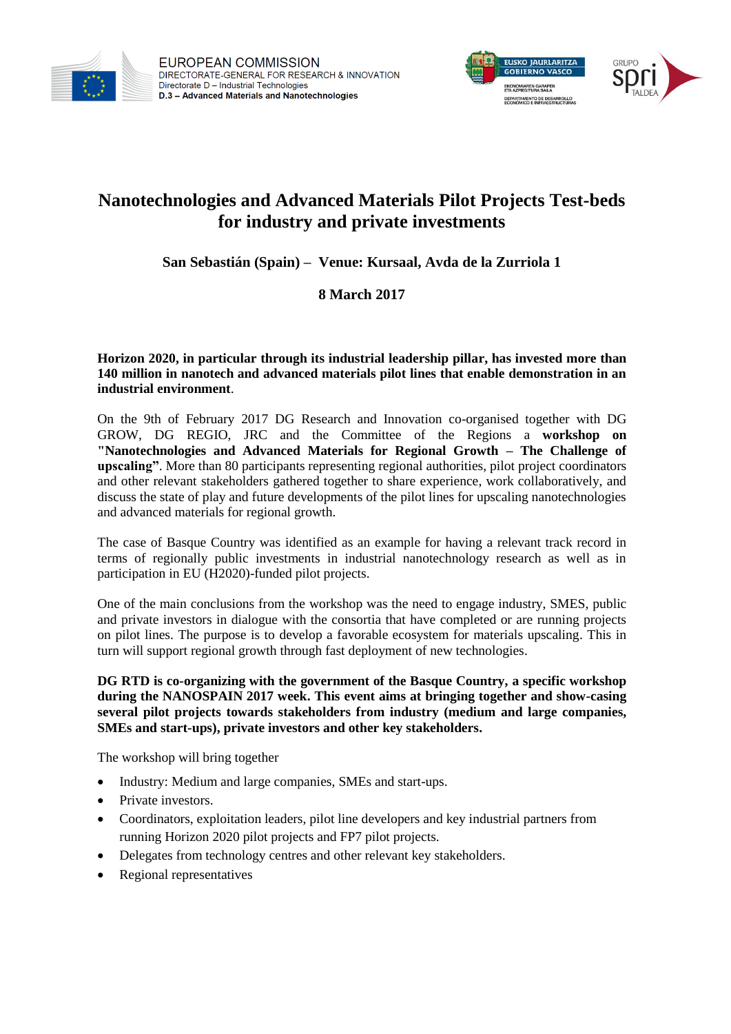EUROPEAN COMMISSION
DIRECTORATE-GENERAL FOR RESEARCH & INNOVATION
Directorate D – Industrial Technologies
**D.3 – Advanced Materials and Nanotechnologies**

# Nanotechnologies and Advanced Materials Pilot Projects Test-beds for industry and private investments

**San Sebastián (Spain) – Venue: Kursaal, Avda de la Zurriola 1**

**8 March 2017**

**Horizon 2020, in particular through its industrial leadership pillar, has invested more than 140 million in nanotech and advanced materials pilot lines that enable demonstration in an industrial environment**.

On the 9th of February 2017 DG Research and Innovation co-organised together with DG GROW, DG REGIO, JRC and the Committee of the Regions a **workshop on "Nanotechnologies and Advanced Materials for Regional Growth – The Challenge of upscaling"**. More than 80 participants representing regional authorities, pilot project coordinators and other relevant stakeholders gathered together to share experience, work collaboratively, and discuss the state of play and future developments of the pilot lines for upscaling nanotechnologies and advanced materials for regional growth.

The case of Basque Country was identified as an example for having a relevant track record in terms of regionally public investments in industrial nanotechnology research as well as in participation in EU (H2020)-funded pilot projects.

One of the main conclusions from the workshop was the need to engage industry, SMES, public and private investors in dialogue with the consortia that have completed or are running projects on pilot lines. The purpose is to develop a favorable ecosystem for materials upscaling. This in turn will support regional growth through fast deployment of new technologies.

**DG RTD is co-organizing with the government of the Basque Country, a specific workshop during the NANOSPAIN 2017 week. This event aims at bringing together and show-casing several pilot projects towards stakeholders from industry (medium and large companies, SMEs and start-ups), private investors and other key stakeholders.**

The workshop will bring together

- Industry: Medium and large companies, SMEs and start-ups.
- Private investors.
- Coordinators, exploitation leaders, pilot line developers and key industrial partners from running Horizon 2020 pilot projects and FP7 pilot projects.
- Delegates from technology centres and other relevant key stakeholders.
- Regional representatives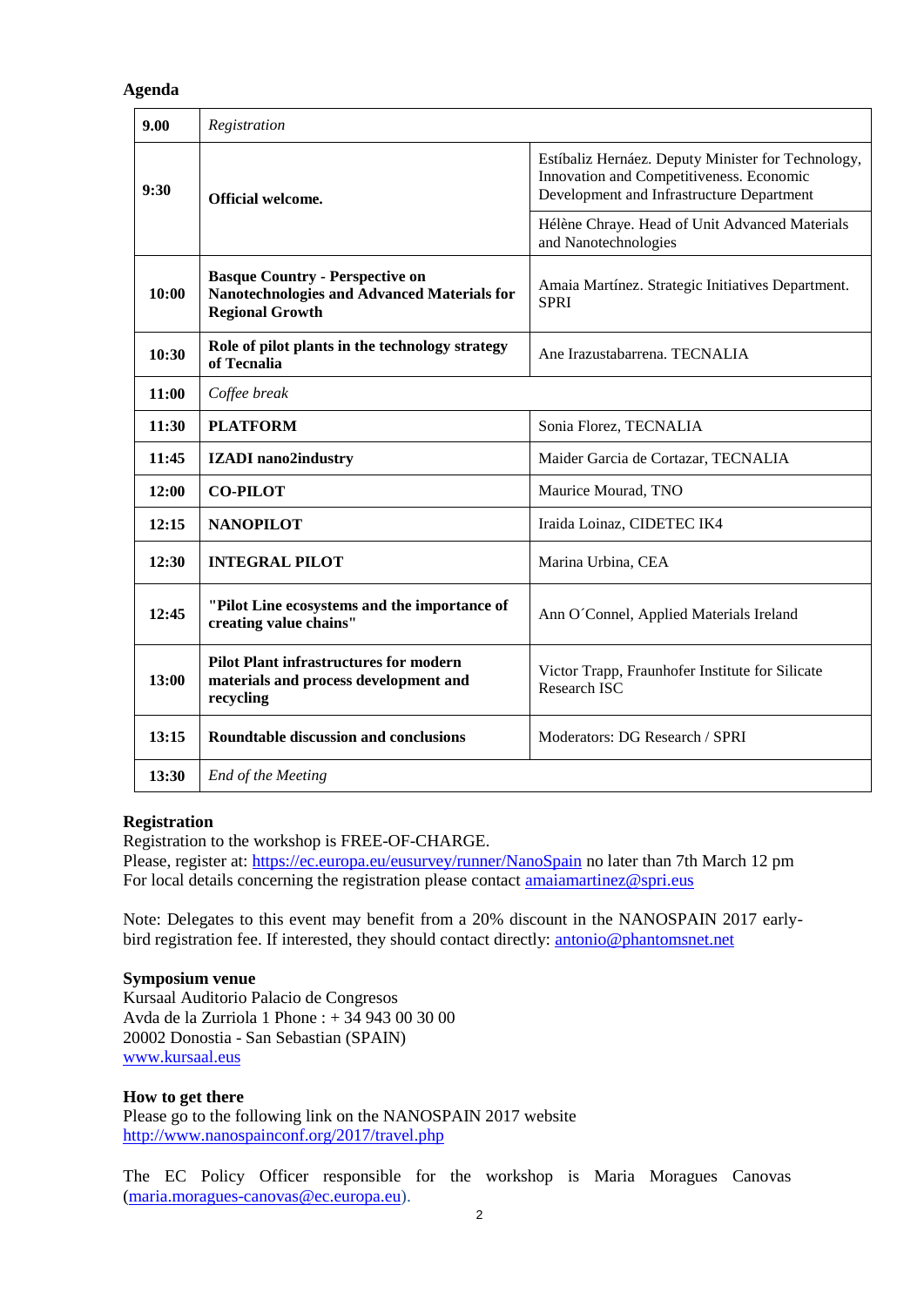**Agenda**

| | | |
|---|---|---|
| **9.00** | *Registration* | |
| **9:30** | **Official welcome.** | Estíbaliz Hernáez. Deputy Minister for Technology, Innovation and Competitiveness. Economic Development and Infrastructure Department |
| | | Hélène Chraye. Head of Unit Advanced Materials and Nanotechnologies |
| **10:00** | **Basque Country - Perspective on Nanotechnologies and Advanced Materials for Regional Growth** | Amaia Martínez. Strategic Initiatives Department. SPRI |
| **10:30** | **Role of pilot plants in the technology strategy of Tecnalia** | Ane Irazustabarrena. TECNALIA |
| **11:00** | *Coffee break* | |
| **11:30** | **PLATFORM** | Sonia Florez, TECNALIA |
| **11:45** | **IZADI nano2industry** | Maider Garcia de Cortazar, TECNALIA |
| **12:00** | **CO-PILOT** | Maurice Mourad, TNO |
| **12:15** | **NANOPILOT** | Iraida Loinaz, CIDETEC IK4 |
| **12:30** | **INTEGRAL PILOT** | Marina Urbina, CEA |
| **12:45** | **"Pilot Line ecosystems and the importance of creating value chains"** | Ann O´Connel, Applied Materials Ireland |
| **13:00** | **Pilot Plant infrastructures for modern materials and process development and recycling** | Victor Trapp, Fraunhofer Institute for Silicate Research ISC |
| **13:15** | **Roundtable discussion and conclusions** | Moderators: DG Research / SPRI |
| **13:30** | *End of the Meeting* | |

**Registration**
Registration to the workshop is FREE-OF-CHARGE.
Please, register at: https://ec.europa.eu/eusurvey/runner/NanoSpain no later than 7th March 12 pm
For local details concerning the registration please contact amaiamartinez@spri.eus

Note: Delegates to this event may benefit from a 20% discount in the NANOSPAIN 2017 early-bird registration fee. If interested, they should contact directly: antonio@phantomsnet.net

**Symposium venue**
Kursaal Auditorio Palacio de Congresos
Avda de la Zurriola 1 Phone : + 34 943 00 30 00
20002 Donostia - San Sebastian (SPAIN)
www.kursaal.eus

**How to get there**
Please go to the following link on the NANOSPAIN 2017 website
http://www.nanospainconf.org/2017/travel.php

The EC Policy Officer responsible for the workshop is Maria Moragues Canovas (maria.moragues-canovas@ec.europa.eu).